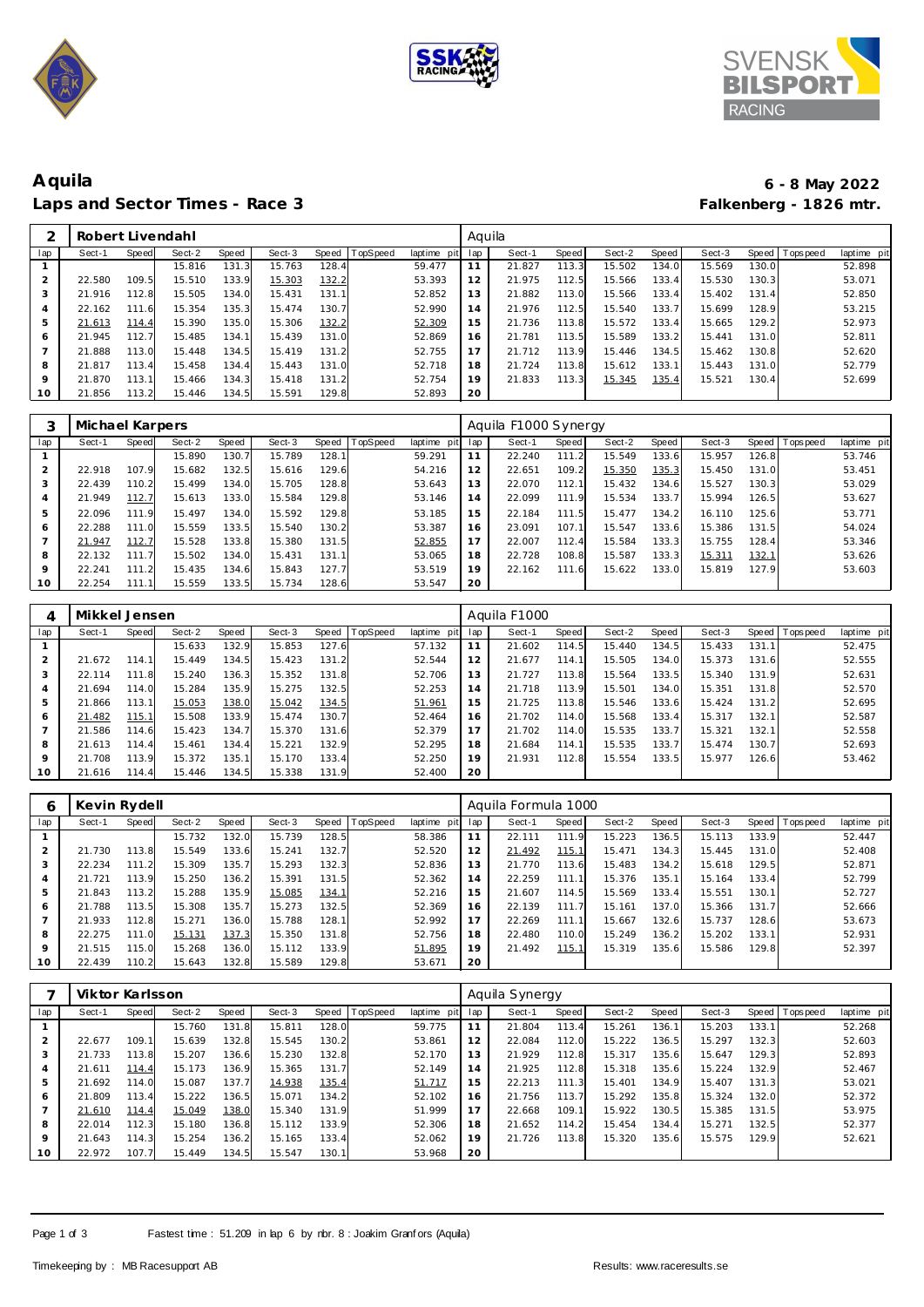# Aquila

## Laps and Sector Times - Race 3

**6 - 8 May 2022**
**Falkenberg - 1826 mtr.**

| 2 | Robert Livendahl | | | | | | | | Aquila | | | | | | | | |
|---|---|---|---|---|---|---|---|---|---|---|---|---|---|---|---|---|---|
| lap | Sect-1 | Speed | Sect-2 | Speed | Sect-3 | Speed | TopSpeed | laptime pit | lap | Sect-1 | Speed | Sect-2 | Speed | Sect-3 | Speed | Topspeed | laptime pit |
| 1 | | | 15.816 | 131.3 | 15.763 | 128.4 | | 59.477 | 11 | 21.827 | 113.3 | 15.502 | 134.0 | 15.569 | 130.0 | | 52.898 |
| 2 | 22.580 | 109.5 | 15.510 | 133.9 | 15.303 | 132.2 | | 53.393 | 12 | 21.975 | 112.5 | 15.566 | 133.4 | 15.530 | 130.3 | | 53.071 |
| 3 | 21.916 | 112.8 | 15.505 | 134.0 | 15.431 | 131.1 | | 52.852 | 13 | 21.882 | 113.0 | 15.566 | 133.4 | 15.402 | 131.4 | | 52.850 |
| 4 | 22.162 | 111.6 | 15.354 | 135.3 | 15.474 | 130.7 | | 52.990 | 14 | 21.976 | 112.5 | 15.540 | 133.7 | 15.699 | 128.9 | | 53.215 |
| 5 | 21.613 | 114.4 | 15.390 | 135.0 | 15.306 | 132.2 | | 52.309 | 15 | 21.736 | 113.8 | 15.572 | 133.4 | 15.665 | 129.2 | | 52.973 |
| 6 | 21.945 | 112.7 | 15.485 | 134.1 | 15.439 | 131.0 | | 52.869 | 16 | 21.781 | 113.5 | 15.589 | 133.2 | 15.441 | 131.0 | | 52.811 |
| 7 | 21.888 | 113.0 | 15.448 | 134.5 | 15.419 | 131.2 | | 52.755 | 17 | 21.712 | 113.9 | 15.446 | 134.5 | 15.462 | 130.8 | | 52.620 |
| 8 | 21.817 | 113.4 | 15.458 | 134.4 | 15.443 | 131.0 | | 52.718 | 18 | 21.724 | 113.8 | 15.612 | 133.1 | 15.443 | 131.0 | | 52.779 |
| 9 | 21.870 | 113.1 | 15.466 | 134.3 | 15.418 | 131.2 | | 52.754 | 19 | 21.833 | 113.3 | 15.345 | 135.4 | 15.521 | 130.4 | | 52.699 |
| 10 | 21.856 | 113.2 | 15.446 | 134.5 | 15.591 | 129.8 | | 52.893 | 20 | | | | | | | | |

| 3 | Michael Karpers | | | | | | | | Aquila F1000 Synergy | | | | | | | | |
|---|---|---|---|---|---|---|---|---|---|---|---|---|---|---|---|---|---|
| lap | Sect-1 | Speed | Sect-2 | Speed | Sect-3 | Speed | TopSpeed | laptime pit | lap | Sect-1 | Speed | Sect-2 | Speed | Sect-3 | Speed | Topspeed | laptime pit |
| 1 | | | 15.890 | 130.7 | 15.789 | 128.1 | | 59.291 | 11 | 22.240 | 111.2 | 15.549 | 133.6 | 15.957 | 126.8 | | 53.746 |
| 2 | 22.918 | 107.9 | 15.682 | 132.5 | 15.616 | 129.6 | | 54.216 | 12 | 22.651 | 109.2 | 15.350 | 135.3 | 15.450 | 131.0 | | 53.451 |
| 3 | 22.439 | 110.2 | 15.499 | 134.0 | 15.705 | 128.8 | | 53.643 | 13 | 22.070 | 112.1 | 15.432 | 134.6 | 15.527 | 130.3 | | 53.029 |
| 4 | 21.949 | 112.7 | 15.613 | 133.0 | 15.584 | 129.8 | | 53.146 | 14 | 22.099 | 111.9 | 15.534 | 133.7 | 15.994 | 126.5 | | 53.627 |
| 5 | 22.096 | 111.9 | 15.497 | 134.0 | 15.592 | 129.8 | | 53.185 | 15 | 22.184 | 111.5 | 15.477 | 134.2 | 16.110 | 125.6 | | 53.771 |
| 6 | 22.288 | 111.0 | 15.559 | 133.5 | 15.540 | 130.2 | | 53.387 | 16 | 23.091 | 107.1 | 15.547 | 133.6 | 15.386 | 131.5 | | 54.024 |
| 7 | 21.947 | 112.7 | 15.528 | 133.8 | 15.380 | 131.5 | | 52.855 | 17 | 22.007 | 112.4 | 15.584 | 133.3 | 15.755 | 128.4 | | 53.346 |
| 8 | 22.132 | 111.7 | 15.502 | 134.0 | 15.431 | 131.1 | | 53.065 | 18 | 22.728 | 108.8 | 15.587 | 133.3 | 15.311 | 132.1 | | 53.626 |
| 9 | 22.241 | 111.2 | 15.435 | 134.6 | 15.843 | 127.7 | | 53.519 | 19 | 22.162 | 111.6 | 15.622 | 133.0 | 15.819 | 127.9 | | 53.603 |
| 10 | 22.254 | 111.1 | 15.559 | 133.5 | 15.734 | 128.6 | | 53.547 | 20 | | | | | | | | |

| 4 | Mikkel Jensen | | | | | | | | Aquila F1000 | | | | | | | | |
|---|---|---|---|---|---|---|---|---|---|---|---|---|---|---|---|---|---|
| lap | Sect-1 | Speed | Sect-2 | Speed | Sect-3 | Speed | TopSpeed | laptime pit | lap | Sect-1 | Speed | Sect-2 | Speed | Sect-3 | Speed | Topspeed | laptime pit |
| 1 | | | 15.633 | 132.9 | 15.853 | 127.6 | | 57.132 | 11 | 21.602 | 114.5 | 15.440 | 134.5 | 15.433 | 131.1 | | 52.475 |
| 2 | 21.672 | 114.1 | 15.449 | 134.5 | 15.423 | 131.2 | | 52.544 | 12 | 21.677 | 114.1 | 15.505 | 134.0 | 15.373 | 131.6 | | 52.555 |
| 3 | 22.114 | 111.8 | 15.240 | 136.3 | 15.352 | 131.8 | | 52.706 | 13 | 21.727 | 113.8 | 15.564 | 133.5 | 15.340 | 131.9 | | 52.631 |
| 4 | 21.694 | 114.0 | 15.284 | 135.9 | 15.275 | 132.5 | | 52.253 | 14 | 21.718 | 113.9 | 15.501 | 134.0 | 15.351 | 131.8 | | 52.570 |
| 5 | 21.866 | 113.1 | 15.053 | 138.0 | 15.042 | 134.5 | | 51.961 | 15 | 21.725 | 113.8 | 15.546 | 133.6 | 15.424 | 131.2 | | 52.695 |
| 6 | 21.482 | 115.1 | 15.508 | 133.9 | 15.474 | 130.7 | | 52.464 | 16 | 21.702 | 114.0 | 15.568 | 133.4 | 15.317 | 132.1 | | 52.587 |
| 7 | 21.586 | 114.6 | 15.423 | 134.7 | 15.370 | 131.6 | | 52.379 | 17 | 21.702 | 114.0 | 15.535 | 133.7 | 15.321 | 132.1 | | 52.558 |
| 8 | 21.613 | 114.4 | 15.461 | 134.4 | 15.221 | 132.9 | | 52.295 | 18 | 21.684 | 114.1 | 15.535 | 133.7 | 15.474 | 130.7 | | 52.693 |
| 9 | 21.708 | 113.9 | 15.372 | 135.1 | 15.170 | 133.4 | | 52.250 | 19 | 21.931 | 112.8 | 15.554 | 133.5 | 15.977 | 126.6 | | 53.462 |
| 10 | 21.616 | 114.4 | 15.446 | 134.5 | 15.338 | 131.9 | | 52.400 | 20 | | | | | | | | |

| 6 | Kevin Rydell | | | | | | | | Aquila Formula 1000 | | | | | | | | |
|---|---|---|---|---|---|---|---|---|---|---|---|---|---|---|---|---|---|
| lap | Sect-1 | Speed | Sect-2 | Speed | Sect-3 | Speed | TopSpeed | laptime pit | lap | Sect-1 | Speed | Sect-2 | Speed | Sect-3 | Speed | Topspeed | laptime pit |
| 1 | | | 15.732 | 132.0 | 15.739 | 128.5 | | 58.386 | 11 | 22.111 | 111.9 | 15.223 | 136.5 | 15.113 | 133.9 | | 52.447 |
| 2 | 21.730 | 113.8 | 15.549 | 133.6 | 15.241 | 132.7 | | 52.520 | 12 | 21.492 | 115.1 | 15.471 | 134.3 | 15.445 | 131.0 | | 52.408 |
| 3 | 22.234 | 111.2 | 15.309 | 135.7 | 15.293 | 132.3 | | 52.836 | 13 | 21.770 | 113.6 | 15.483 | 134.2 | 15.618 | 129.5 | | 52.871 |
| 4 | 21.721 | 113.9 | 15.250 | 136.2 | 15.391 | 131.5 | | 52.362 | 14 | 22.259 | 111.1 | 15.376 | 135.1 | 15.164 | 133.4 | | 52.799 |
| 5 | 21.843 | 113.2 | 15.288 | 135.9 | 15.085 | 134.1 | | 52.216 | 15 | 21.607 | 114.5 | 15.569 | 133.4 | 15.551 | 130.1 | | 52.727 |
| 6 | 21.788 | 113.5 | 15.308 | 135.7 | 15.273 | 132.5 | | 52.369 | 16 | 22.139 | 111.7 | 15.161 | 137.0 | 15.366 | 131.7 | | 52.666 |
| 7 | 21.933 | 112.8 | 15.271 | 136.0 | 15.788 | 128.1 | | 52.992 | 17 | 22.269 | 111.1 | 15.667 | 132.6 | 15.737 | 128.6 | | 53.673 |
| 8 | 22.275 | 111.0 | 15.131 | 137.3 | 15.350 | 131.8 | | 52.756 | 18 | 22.480 | 110.0 | 15.249 | 136.2 | 15.202 | 133.1 | | 52.931 |
| 9 | 21.515 | 115.0 | 15.268 | 136.0 | 15.112 | 133.9 | | 51.895 | 19 | 21.492 | 115.1 | 15.319 | 135.6 | 15.586 | 129.8 | | 52.397 |
| 10 | 22.439 | 110.2 | 15.643 | 132.8 | 15.589 | 129.8 | | 53.671 | 20 | | | | | | | | |

| 7 | Viktor Karlsson | | | | | | | | Aquila Synergy | | | | | | | | |
|---|---|---|---|---|---|---|---|---|---|---|---|---|---|---|---|---|---|
| lap | Sect-1 | Speed | Sect-2 | Speed | Sect-3 | Speed | TopSpeed | laptime pit | lap | Sect-1 | Speed | Sect-2 | Speed | Sect-3 | Speed | Topspeed | laptime pit |
| 1 | | | 15.760 | 131.8 | 15.811 | 128.0 | | 59.775 | 11 | 21.804 | 113.4 | 15.261 | 136.1 | 15.203 | 133.1 | | 52.268 |
| 2 | 22.677 | 109.1 | 15.639 | 132.8 | 15.545 | 130.2 | | 53.861 | 12 | 22.084 | 112.0 | 15.222 | 136.5 | 15.297 | 132.3 | | 52.603 |
| 3 | 21.733 | 113.8 | 15.207 | 136.6 | 15.230 | 132.8 | | 52.170 | 13 | 21.929 | 112.8 | 15.317 | 135.6 | 15.647 | 129.3 | | 52.893 |
| 4 | 21.611 | 114.4 | 15.173 | 136.9 | 15.365 | 131.7 | | 52.149 | 14 | 21.925 | 112.8 | 15.318 | 135.6 | 15.224 | 132.9 | | 52.467 |
| 5 | 21.692 | 114.0 | 15.087 | 137.7 | 14.938 | 135.4 | | 51.717 | 15 | 22.213 | 111.3 | 15.401 | 134.9 | 15.407 | 131.3 | | 53.021 |
| 6 | 21.809 | 113.4 | 15.222 | 136.5 | 15.071 | 134.2 | | 52.102 | 16 | 21.756 | 113.7 | 15.292 | 135.8 | 15.324 | 132.0 | | 52.372 |
| 7 | 21.610 | 114.4 | 15.049 | 138.0 | 15.340 | 131.9 | | 51.999 | 17 | 22.668 | 109.1 | 15.922 | 130.5 | 15.385 | 131.5 | | 53.975 |
| 8 | 22.014 | 112.3 | 15.180 | 136.8 | 15.112 | 133.9 | | 52.306 | 18 | 21.652 | 114.2 | 15.454 | 134.4 | 15.271 | 132.5 | | 52.377 |
| 9 | 21.643 | 114.3 | 15.254 | 136.2 | 15.165 | 133.4 | | 52.062 | 19 | 21.726 | 113.8 | 15.320 | 135.6 | 15.575 | 129.9 | | 52.621 |
| 10 | 22.972 | 107.7 | 15.449 | 134.5 | 15.547 | 130.1 | | 53.968 | 20 | | | | | | | | |

Fastest time : 51.209 in lap 6 by nbr. 8 : Joakim Granfors (Aquila)

Timekeeping by : MB Racesupport AB

Results: www.raceresults.se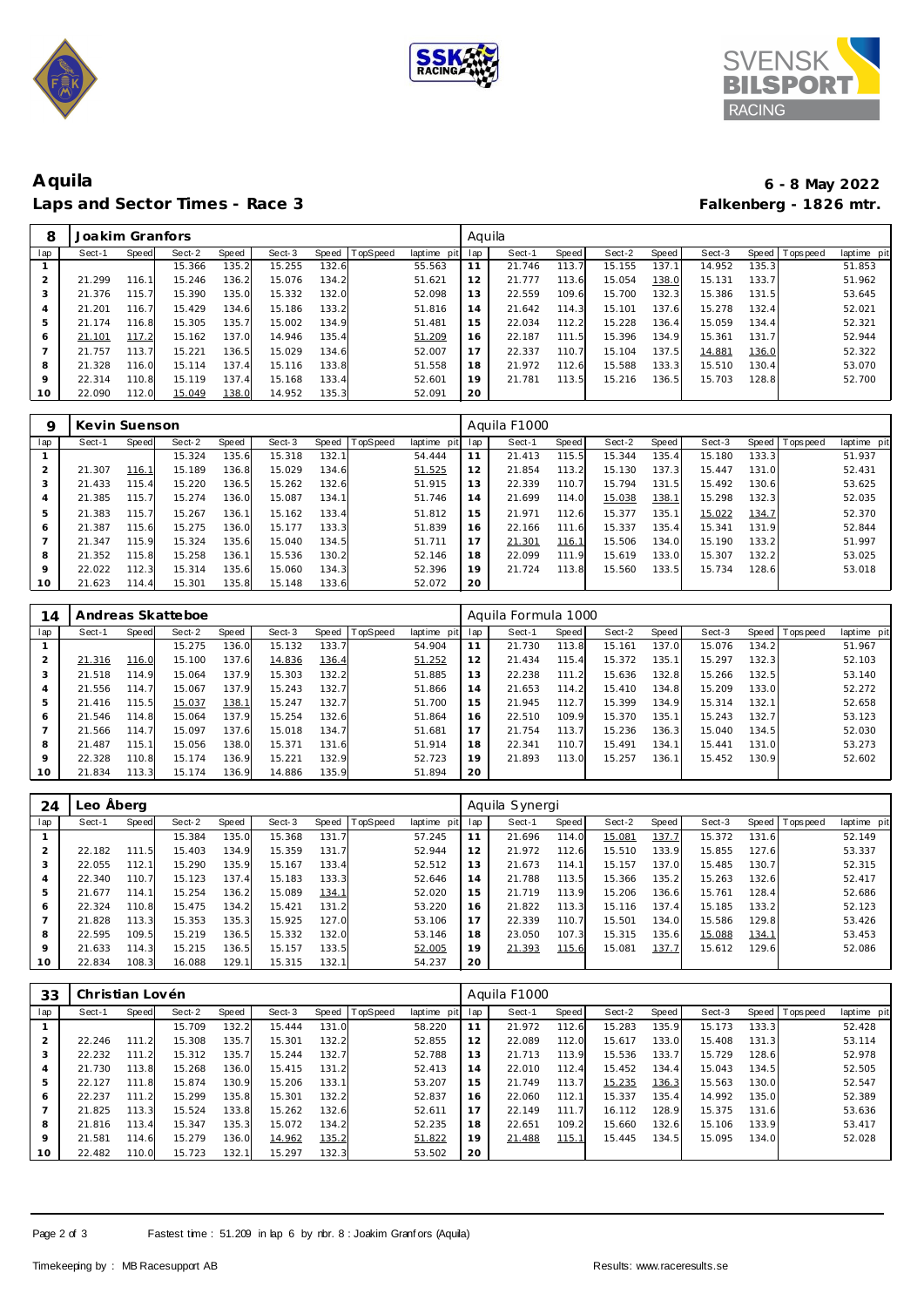# Aquila

**6 - 8 May 2022**

## Laps and Sector Times - Race 3

**Falkenberg - 1826 mtr.**

| 8 | Joakim Granfors | | | | | | | | Aquila | | | | | | | | |
|---|---|---|---|---|---|---|---|---|---|---|---|---|---|---|---|---|---|
| lap | Sect-1 | Speed | Sect-2 | Speed | Sect-3 | Speed | TopSpeed | laptime pit | lap | Sect-1 | Speed | Sect-2 | Speed | Sect-3 | Speed | Topspeed | laptime pit |
| 1 | | | 15.366 | 135.2 | 15.255 | 132.6 | | 55.563 | 11 | 21.746 | 113.7 | 15.155 | 137.1 | 14.952 | 135.3 | | 51.853 |
| 2 | 21.299 | 116.1 | 15.246 | 136.2 | 15.076 | 134.2 | | 51.621 | 12 | 21.777 | 113.6 | 15.054 | 138.0 | 15.131 | 133.7 | | 51.962 |
| 3 | 21.376 | 115.7 | 15.390 | 135.0 | 15.332 | 132.0 | | 52.098 | 13 | 22.559 | 109.6 | 15.700 | 132.3 | 15.386 | 131.5 | | 53.645 |
| 4 | 21.201 | 116.7 | 15.429 | 134.6 | 15.186 | 133.2 | | 51.816 | 14 | 21.642 | 114.3 | 15.101 | 137.6 | 15.278 | 132.4 | | 52.021 |
| 5 | 21.174 | 116.8 | 15.305 | 135.7 | 15.002 | 134.9 | | 51.481 | 15 | 22.034 | 112.2 | 15.228 | 136.4 | 15.059 | 134.4 | | 52.321 |
| 6 | 21.101 | 117.2 | 15.162 | 137.0 | 14.946 | 135.4 | | 51.209 | 16 | 22.187 | 111.5 | 15.396 | 134.9 | 15.361 | 131.7 | | 52.944 |
| 7 | 21.757 | 113.7 | 15.221 | 136.5 | 15.029 | 134.6 | | 52.007 | 17 | 22.337 | 110.7 | 15.104 | 137.5 | 14.881 | 136.0 | | 52.322 |
| 8 | 21.328 | 116.0 | 15.114 | 137.4 | 15.116 | 133.8 | | 51.558 | 18 | 21.972 | 112.6 | 15.588 | 133.3 | 15.510 | 130.4 | | 53.070 |
| 9 | 22.314 | 110.8 | 15.119 | 137.4 | 15.168 | 133.4 | | 52.601 | 19 | 21.781 | 113.5 | 15.216 | 136.5 | 15.703 | 128.8 | | 52.700 |
| 10 | 22.090 | 112.0 | 15.049 | 138.0 | 14.952 | 135.3 | | 52.091 | 20 | | | | | | | | |

| 9 | Kevin Suenson | | | | | | | | Aquila F1000 | | | | | | | | |
|---|---|---|---|---|---|---|---|---|---|---|---|---|---|---|---|---|---|
| lap | Sect-1 | Speed | Sect-2 | Speed | Sect-3 | Speed | TopSpeed | laptime pit | lap | Sect-1 | Speed | Sect-2 | Speed | Sect-3 | Speed | Topspeed | laptime pit |
| 1 | | | 15.324 | 135.6 | 15.318 | 132.1 | | 54.444 | 11 | 21.413 | 115.5 | 15.344 | 135.4 | 15.180 | 133.3 | | 51.937 |
| 2 | 21.307 | 116.1 | 15.189 | 136.8 | 15.029 | 134.6 | | 51.525 | 12 | 21.854 | 113.2 | 15.130 | 137.3 | 15.447 | 131.0 | | 52.431 |
| 3 | 21.433 | 115.4 | 15.220 | 136.5 | 15.262 | 132.6 | | 51.915 | 13 | 22.339 | 110.7 | 15.794 | 131.5 | 15.492 | 130.6 | | 53.625 |
| 4 | 21.385 | 115.7 | 15.274 | 136.0 | 15.087 | 134.1 | | 51.746 | 14 | 21.699 | 114.0 | 15.038 | 138.1 | 15.298 | 132.3 | | 52.035 |
| 5 | 21.383 | 115.7 | 15.267 | 136.1 | 15.162 | 133.4 | | 51.812 | 15 | 21.971 | 112.6 | 15.377 | 135.1 | 15.022 | 134.7 | | 52.370 |
| 6 | 21.387 | 115.6 | 15.275 | 136.0 | 15.177 | 133.3 | | 51.839 | 16 | 22.166 | 111.6 | 15.337 | 135.4 | 15.341 | 131.9 | | 52.844 |
| 7 | 21.347 | 115.9 | 15.324 | 135.6 | 15.040 | 134.5 | | 51.711 | 17 | 21.301 | 116.1 | 15.506 | 134.0 | 15.190 | 133.2 | | 51.997 |
| 8 | 21.352 | 115.8 | 15.258 | 136.1 | 15.536 | 130.2 | | 52.146 | 18 | 22.099 | 111.9 | 15.619 | 133.0 | 15.307 | 132.2 | | 53.025 |
| 9 | 22.022 | 112.3 | 15.314 | 135.6 | 15.060 | 134.3 | | 52.396 | 19 | 21.724 | 113.8 | 15.560 | 133.5 | 15.734 | 128.6 | | 53.018 |
| 10 | 21.623 | 114.4 | 15.301 | 135.8 | 15.148 | 133.6 | | 52.072 | 20 | | | | | | | | |

| 14 | Andreas Skatteboe | | | | | | | | Aquila Formula 1000 | | | | | | | | |
|---|---|---|---|---|---|---|---|---|---|---|---|---|---|---|---|---|---|
| lap | Sect-1 | Speed | Sect-2 | Speed | Sect-3 | Speed | TopSpeed | laptime pit | lap | Sect-1 | Speed | Sect-2 | Speed | Sect-3 | Speed | Topspeed | laptime pit |
| 1 | | | 15.275 | 136.0 | 15.132 | 133.7 | | 54.904 | 11 | 21.730 | 113.8 | 15.161 | 137.0 | 15.076 | 134.2 | | 51.967 |
| 2 | 21.316 | 116.0 | 15.100 | 137.6 | 14.836 | 136.4 | | 51.252 | 12 | 21.434 | 115.4 | 15.372 | 135.1 | 15.297 | 132.3 | | 52.103 |
| 3 | 21.518 | 114.9 | 15.064 | 137.9 | 15.303 | 132.2 | | 51.885 | 13 | 22.238 | 111.2 | 15.636 | 132.8 | 15.266 | 132.5 | | 53.140 |
| 4 | 21.556 | 114.7 | 15.067 | 137.9 | 15.243 | 132.7 | | 51.866 | 14 | 21.653 | 114.2 | 15.410 | 134.8 | 15.209 | 133.0 | | 52.272 |
| 5 | 21.416 | 115.5 | 15.037 | 138.1 | 15.247 | 132.7 | | 51.700 | 15 | 21.945 | 112.7 | 15.399 | 134.9 | 15.314 | 132.1 | | 52.658 |
| 6 | 21.546 | 114.8 | 15.064 | 137.9 | 15.254 | 132.6 | | 51.864 | 16 | 22.510 | 109.9 | 15.370 | 135.1 | 15.243 | 132.7 | | 53.123 |
| 7 | 21.566 | 114.7 | 15.097 | 137.6 | 15.018 | 134.7 | | 51.681 | 17 | 21.754 | 113.7 | 15.236 | 136.3 | 15.040 | 134.5 | | 52.030 |
| 8 | 21.487 | 115.1 | 15.056 | 138.0 | 15.371 | 131.6 | | 51.914 | 18 | 22.341 | 110.7 | 15.491 | 134.1 | 15.441 | 131.0 | | 53.273 |
| 9 | 22.328 | 110.8 | 15.174 | 136.9 | 15.221 | 132.9 | | 52.723 | 19 | 21.893 | 113.0 | 15.257 | 136.1 | 15.452 | 130.9 | | 52.602 |
| 10 | 21.834 | 113.3 | 15.174 | 136.9 | 14.886 | 135.9 | | 51.894 | 20 | | | | | | | | |

| 24 | Leo Åberg | | | | | | | | Aquila Synergi | | | | | | | | |
|---|---|---|---|---|---|---|---|---|---|---|---|---|---|---|---|---|---|
| lap | Sect-1 | Speed | Sect-2 | Speed | Sect-3 | Speed | TopSpeed | laptime pit | lap | Sect-1 | Speed | Sect-2 | Speed | Sect-3 | Speed | Topspeed | laptime pit |
| 1 | | | 15.384 | 135.0 | 15.368 | 131.7 | | 57.245 | 11 | 21.696 | 114.0 | 15.081 | 137.7 | 15.372 | 131.6 | | 52.149 |
| 2 | 22.182 | 111.5 | 15.403 | 134.9 | 15.359 | 131.7 | | 52.944 | 12 | 21.972 | 112.6 | 15.510 | 133.9 | 15.855 | 127.6 | | 53.337 |
| 3 | 22.055 | 112.1 | 15.290 | 135.9 | 15.167 | 133.4 | | 52.512 | 13 | 21.673 | 114.1 | 15.157 | 137.0 | 15.485 | 130.7 | | 52.315 |
| 4 | 22.340 | 110.7 | 15.123 | 137.4 | 15.183 | 133.3 | | 52.646 | 14 | 21.788 | 113.5 | 15.366 | 135.2 | 15.263 | 132.6 | | 52.417 |
| 5 | 21.677 | 114.1 | 15.254 | 136.2 | 15.089 | 134.1 | | 52.020 | 15 | 21.719 | 113.9 | 15.206 | 136.6 | 15.761 | 128.4 | | 52.686 |
| 6 | 22.324 | 110.8 | 15.475 | 134.2 | 15.421 | 131.2 | | 53.220 | 16 | 21.822 | 113.3 | 15.116 | 137.4 | 15.185 | 133.2 | | 52.123 |
| 7 | 21.828 | 113.3 | 15.353 | 135.3 | 15.925 | 127.0 | | 53.106 | 17 | 22.339 | 110.7 | 15.501 | 134.0 | 15.586 | 129.8 | | 53.426 |
| 8 | 22.595 | 109.5 | 15.219 | 136.5 | 15.332 | 132.0 | | 53.146 | 18 | 23.050 | 107.3 | 15.315 | 135.6 | 15.088 | 134.1 | | 53.453 |
| 9 | 21.633 | 114.3 | 15.215 | 136.5 | 15.157 | 133.5 | | 52.005 | 19 | 21.393 | 115.6 | 15.081 | 137.7 | 15.612 | 129.6 | | 52.086 |
| 10 | 22.834 | 108.3 | 16.088 | 129.1 | 15.315 | 132.1 | | 54.237 | 20 | | | | | | | | |

| 33 | Christian Lovén | | | | | | | | Aquila F1000 | | | | | | | | |
|---|---|---|---|---|---|---|---|---|---|---|---|---|---|---|---|---|---|
| lap | Sect-1 | Speed | Sect-2 | Speed | Sect-3 | Speed | TopSpeed | laptime pit | lap | Sect-1 | Speed | Sect-2 | Speed | Sect-3 | Speed | Topspeed | laptime pit |
| 1 | | | 15.709 | 132.2 | 15.444 | 131.0 | | 58.220 | 11 | 21.972 | 112.6 | 15.283 | 135.9 | 15.173 | 133.3 | | 52.428 |
| 2 | 22.246 | 111.2 | 15.308 | 135.7 | 15.301 | 132.2 | | 52.855 | 12 | 22.089 | 112.0 | 15.617 | 133.0 | 15.408 | 131.3 | | 53.114 |
| 3 | 22.232 | 111.2 | 15.312 | 135.7 | 15.244 | 132.7 | | 52.788 | 13 | 21.713 | 113.9 | 15.536 | 133.7 | 15.729 | 128.6 | | 52.978 |
| 4 | 21.730 | 113.8 | 15.268 | 136.0 | 15.415 | 131.2 | | 52.413 | 14 | 22.010 | 112.4 | 15.452 | 134.4 | 15.043 | 134.5 | | 52.505 |
| 5 | 22.127 | 111.8 | 15.874 | 130.9 | 15.206 | 133.1 | | 53.207 | 15 | 21.749 | 113.7 | 15.235 | 136.3 | 15.563 | 130.0 | | 52.547 |
| 6 | 22.237 | 111.2 | 15.299 | 135.8 | 15.301 | 132.2 | | 52.837 | 16 | 22.060 | 112.1 | 15.337 | 135.4 | 14.992 | 135.0 | | 52.389 |
| 7 | 21.825 | 113.3 | 15.524 | 133.8 | 15.262 | 132.6 | | 52.611 | 17 | 22.149 | 111.7 | 16.112 | 128.9 | 15.375 | 131.6 | | 53.636 |
| 8 | 21.816 | 113.4 | 15.347 | 135.3 | 15.072 | 134.2 | | 52.235 | 18 | 22.651 | 109.2 | 15.660 | 132.6 | 15.106 | 133.9 | | 53.417 |
| 9 | 21.581 | 114.6 | 15.279 | 136.0 | 14.962 | 135.2 | | 51.822 | 19 | 21.488 | 115.1 | 15.445 | 134.5 | 15.095 | 134.0 | | 52.028 |
| 10 | 22.482 | 110.0 | 15.723 | 132.1 | 15.297 | 132.3 | | 53.502 | 20 | | | | | | | | |

Fastest time : 51.209 in lap 6 by nbr. 8 : Joakim Granfors (Aquila)

Timekeeping by : MB Racesupport AB

Results: www.raceresults.se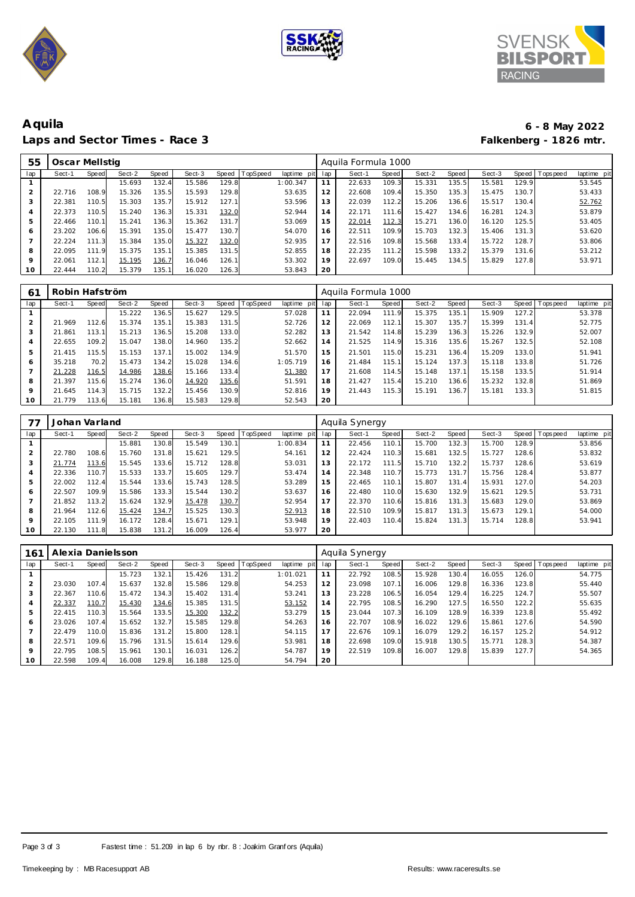# Aquila

## Laps and Sector Times - Race 3

**6 - 8 May 2022**
**Falkenberg - 1826 mtr.**

| 55 | Oscar Mellstig | | | | | | | | Aquila Formula 1000 | | | | | | | | |
|---|---|---|---|---|---|---|---|---|---|---|---|---|---|---|---|---|---|
| lap | Sect-1 | Speed | Sect-2 | Speed | Sect-3 | Speed | TopSpeed | laptime pit | lap | Sect-1 | Speed | Sect-2 | Speed | Sect-3 | Speed | Topspeed | laptime pit |
| 1 | | | 15.693 | 132.4 | 15.586 | 129.8 | | 1:00.347 | 11 | 22.633 | 109.3 | 15.331 | 135.5 | 15.581 | 129.9 | | 53.545 |
| 2 | 22.716 | 108.9 | 15.326 | 135.5 | 15.593 | 129.8 | | 53.635 | 12 | 22.608 | 109.4 | 15.350 | 135.3 | 15.475 | 130.7 | | 53.433 |
| 3 | 22.381 | 110.5 | 15.303 | 135.7 | 15.912 | 127.1 | | 53.596 | 13 | 22.039 | 112.2 | 15.206 | 136.6 | 15.517 | 130.4 | | 52.762 |
| 4 | 22.373 | 110.5 | 15.240 | 136.3 | 15.331 | 132.0 | | 52.944 | 14 | 22.171 | 111.6 | 15.427 | 134.6 | 16.281 | 124.3 | | 53.879 |
| 5 | 22.466 | 110.1 | 15.241 | 136.3 | 15.362 | 131.7 | | 53.069 | 15 | 22.014 | 112.3 | 15.271 | 136.0 | 16.120 | 125.5 | | 53.405 |
| 6 | 23.202 | 106.6 | 15.391 | 135.0 | 15.477 | 130.7 | | 54.070 | 16 | 22.511 | 109.9 | 15.703 | 132.3 | 15.406 | 131.3 | | 53.620 |
| 7 | 22.224 | 111.3 | 15.384 | 135.0 | 15.327 | 132.0 | | 52.935 | 17 | 22.516 | 109.8 | 15.568 | 133.4 | 15.722 | 128.7 | | 53.806 |
| 8 | 22.095 | 111.9 | 15.375 | 135.1 | 15.385 | 131.5 | | 52.855 | 18 | 22.235 | 111.2 | 15.598 | 133.2 | 15.379 | 131.6 | | 53.212 |
| 9 | 22.061 | 112.1 | 15.195 | 136.7 | 16.046 | 126.1 | | 53.302 | 19 | 22.697 | 109.0 | 15.445 | 134.5 | 15.829 | 127.8 | | 53.971 |
| 10 | 22.444 | 110.2 | 15.379 | 135.1 | 16.020 | 126.3 | | 53.843 | 20 | | | | | | | | |

| 61 | Robin Hafström | | | | | | | | Aquila Formula 1000 | | | | | | | | |
|---|---|---|---|---|---|---|---|---|---|---|---|---|---|---|---|---|---|
| lap | Sect-1 | Speed | Sect-2 | Speed | Sect-3 | Speed | TopSpeed | laptime pit | lap | Sect-1 | Speed | Sect-2 | Speed | Sect-3 | Speed | Topspeed | laptime pit |
| 1 | | | 15.222 | 136.5 | 15.627 | 129.5 | | 57.028 | 11 | 22.094 | 111.9 | 15.375 | 135.1 | 15.909 | 127.2 | | 53.378 |
| 2 | 21.969 | 112.6 | 15.374 | 135.1 | 15.383 | 131.5 | | 52.726 | 12 | 22.069 | 112.1 | 15.307 | 135.7 | 15.399 | 131.4 | | 52.775 |
| 3 | 21.861 | 113.1 | 15.213 | 136.5 | 15.208 | 133.0 | | 52.282 | 13 | 21.542 | 114.8 | 15.239 | 136.3 | 15.226 | 132.9 | | 52.007 |
| 4 | 22.655 | 109.2 | 15.047 | 138.0 | 14.960 | 135.2 | | 52.662 | 14 | 21.525 | 114.9 | 15.316 | 135.6 | 15.267 | 132.5 | | 52.108 |
| 5 | 21.415 | 115.5 | 15.153 | 137.1 | 15.002 | 134.9 | | 51.570 | 15 | 21.501 | 115.0 | 15.231 | 136.4 | 15.209 | 133.0 | | 51.941 |
| 6 | 35.218 | 70.2 | 15.473 | 134.2 | 15.028 | 134.6 | | 1:05.719 | 16 | 21.484 | 115.1 | 15.124 | 137.3 | 15.118 | 133.8 | | 51.726 |
| 7 | 21.228 | 116.5 | 14.986 | 138.6 | 15.166 | 133.4 | | 51.380 | 17 | 21.608 | 114.5 | 15.148 | 137.1 | 15.158 | 133.5 | | 51.914 |
| 8 | 21.397 | 115.6 | 15.274 | 136.0 | 14.920 | 135.6 | | 51.591 | 18 | 21.427 | 115.4 | 15.210 | 136.6 | 15.232 | 132.8 | | 51.869 |
| 9 | 21.645 | 114.3 | 15.715 | 132.2 | 15.456 | 130.9 | | 52.816 | 19 | 21.443 | 115.3 | 15.191 | 136.7 | 15.181 | 133.3 | | 51.815 |
| 10 | 21.779 | 113.6 | 15.181 | 136.8 | 15.583 | 129.8 | | 52.543 | 20 | | | | | | | | |

| 77 | Johan Varland | | | | | | | | Aquila Synergy | | | | | | | | |
|---|---|---|---|---|---|---|---|---|---|---|---|---|---|---|---|---|---|
| lap | Sect-1 | Speed | Sect-2 | Speed | Sect-3 | Speed | TopSpeed | laptime pit | lap | Sect-1 | Speed | Sect-2 | Speed | Sect-3 | Speed | Topspeed | laptime pit |
| 1 | | | 15.881 | 130.8 | 15.549 | 130.1 | | 1:00.834 | 11 | 22.456 | 110.1 | 15.700 | 132.3 | 15.700 | 128.9 | | 53.856 |
| 2 | 22.780 | 108.6 | 15.760 | 131.8 | 15.621 | 129.5 | | 54.161 | 12 | 22.424 | 110.3 | 15.681 | 132.5 | 15.727 | 128.6 | | 53.832 |
| 3 | 21.774 | 113.6 | 15.545 | 133.6 | 15.712 | 128.8 | | 53.031 | 13 | 22.172 | 111.5 | 15.710 | 132.2 | 15.737 | 128.6 | | 53.619 |
| 4 | 22.336 | 110.7 | 15.533 | 133.7 | 15.605 | 129.7 | | 53.474 | 14 | 22.348 | 110.7 | 15.773 | 131.7 | 15.756 | 128.4 | | 53.877 |
| 5 | 22.002 | 112.4 | 15.544 | 133.6 | 15.743 | 128.5 | | 53.289 | 15 | 22.465 | 110.1 | 15.807 | 131.4 | 15.931 | 127.0 | | 54.203 |
| 6 | 22.507 | 109.9 | 15.586 | 133.3 | 15.544 | 130.2 | | 53.637 | 16 | 22.480 | 110.0 | 15.630 | 132.9 | 15.621 | 129.5 | | 53.731 |
| 7 | 21.852 | 113.2 | 15.624 | 132.9 | 15.478 | 130.7 | | 52.954 | 17 | 22.370 | 110.6 | 15.816 | 131.3 | 15.683 | 129.0 | | 53.869 |
| 8 | 21.964 | 112.6 | 15.424 | 134.7 | 15.525 | 130.3 | | 52.913 | 18 | 22.510 | 109.9 | 15.817 | 131.3 | 15.673 | 129.1 | | 54.000 |
| 9 | 22.105 | 111.9 | 16.172 | 128.4 | 15.671 | 129.1 | | 53.948 | 19 | 22.403 | 110.4 | 15.824 | 131.3 | 15.714 | 128.8 | | 53.941 |
| 10 | 22.130 | 111.8 | 15.838 | 131.2 | 16.009 | 126.4 | | 53.977 | 20 | | | | | | | | |

| 161 | Alexia Danielsson | | | | | | | | Aquila Synergy | | | | | | | | |
|---|---|---|---|---|---|---|---|---|---|---|---|---|---|---|---|---|---|
| lap | Sect-1 | Speed | Sect-2 | Speed | Sect-3 | Speed | TopSpeed | laptime pit | lap | Sect-1 | Speed | Sect-2 | Speed | Sect-3 | Speed | Topspeed | laptime pit |
| 1 | | | 15.723 | 132.1 | 15.426 | 131.2 | | 1:01.021 | 11 | 22.792 | 108.5 | 15.928 | 130.4 | 16.055 | 126.0 | | 54.775 |
| 2 | 23.030 | 107.4 | 15.637 | 132.8 | 15.586 | 129.8 | | 54.253 | 12 | 23.098 | 107.1 | 16.006 | 129.8 | 16.336 | 123.8 | | 55.440 |
| 3 | 22.367 | 110.6 | 15.472 | 134.3 | 15.402 | 131.4 | | 53.241 | 13 | 23.228 | 106.5 | 16.054 | 129.4 | 16.225 | 124.7 | | 55.507 |
| 4 | 22.337 | 110.7 | 15.430 | 134.6 | 15.385 | 131.5 | | 53.152 | 14 | 22.795 | 108.5 | 16.290 | 127.5 | 16.550 | 122.2 | | 55.635 |
| 5 | 22.415 | 110.3 | 15.564 | 133.5 | 15.300 | 132.2 | | 53.279 | 15 | 23.044 | 107.3 | 16.109 | 128.9 | 16.339 | 123.8 | | 55.492 |
| 6 | 23.026 | 107.4 | 15.652 | 132.7 | 15.585 | 129.8 | | 54.263 | 16 | 22.707 | 108.9 | 16.022 | 129.6 | 15.861 | 127.6 | | 54.590 |
| 7 | 22.479 | 110.0 | 15.836 | 131.2 | 15.800 | 128.1 | | 54.115 | 17 | 22.676 | 109.1 | 16.079 | 129.2 | 16.157 | 125.2 | | 54.912 |
| 8 | 22.571 | 109.6 | 15.796 | 131.5 | 15.614 | 129.6 | | 53.981 | 18 | 22.698 | 109.0 | 15.918 | 130.5 | 15.771 | 128.3 | | 54.387 |
| 9 | 22.795 | 108.5 | 15.961 | 130.1 | 16.031 | 126.2 | | 54.787 | 19 | 22.519 | 109.8 | 16.007 | 129.8 | 15.839 | 127.7 | | 54.365 |
| 10 | 22.598 | 109.4 | 16.008 | 129.8 | 16.188 | 125.0 | | 54.794 | 20 | | | | | | | | |

Fastest time : 51.209 in lap 6 by nbr. 8 : Joakim Granfors (Aquila)

Timekeeping by : MB Racesupport AB

Results: www.raceresults.se